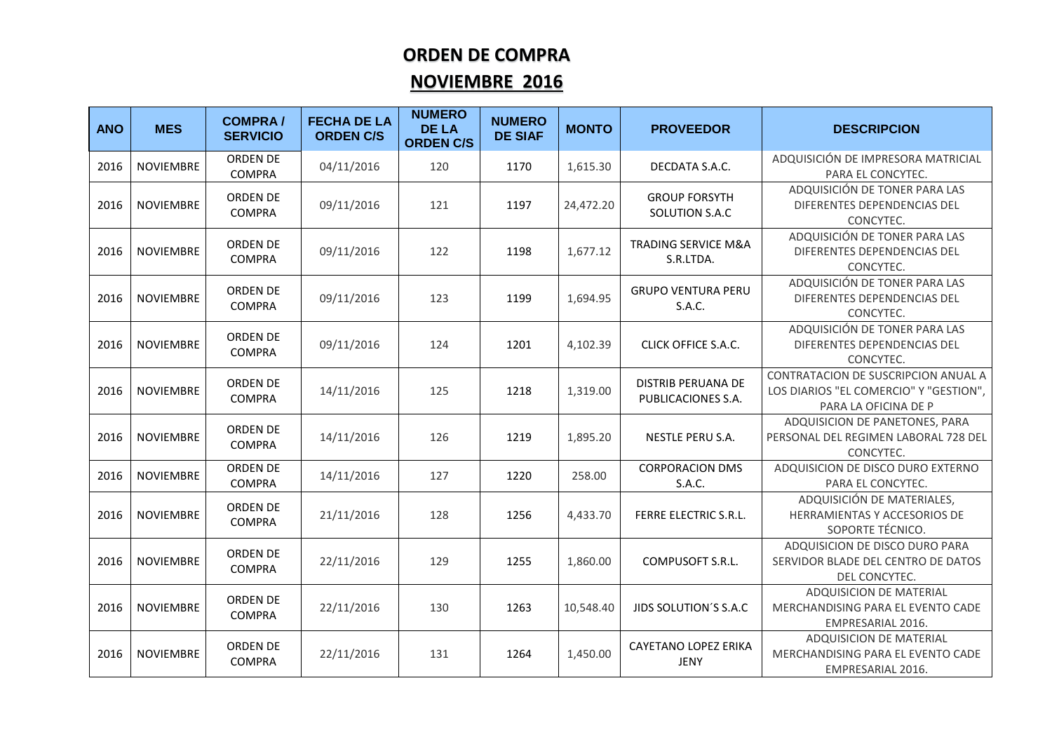# ORDEN DE COMPRA

## NOVIEMBRE 2016

| ANO | MES | COMPRA / SERVICIO | FECHA DE LA ORDEN C/S | NUMERO DE LA ORDEN C/S | NUMERO DE SIAF | MONTO | PROVEEDOR | DESCRIPCION |
|---|---|---|---|---|---|---|---|---|
| 2016 | NOVIEMBRE | ORDEN DE COMPRA | 04/11/2016 | 120 | 1170 | 1,615.30 | DECDATA S.A.C. | ADQUISICIÓN DE IMPRESORA MATRICIAL PARA EL CONCYTEC. |
| 2016 | NOVIEMBRE | ORDEN DE COMPRA | 09/11/2016 | 121 | 1197 | 24,472.20 | GROUP FORSYTH SOLUTION S.A.C | ADQUISICIÓN DE TONER PARA LAS DIFERENTES DEPENDENCIAS DEL CONCYTEC. |
| 2016 | NOVIEMBRE | ORDEN DE COMPRA | 09/11/2016 | 122 | 1198 | 1,677.12 | TRADING SERVICE M&A S.R.LTDA. | ADQUISICIÓN DE TONER PARA LAS DIFERENTES DEPENDENCIAS DEL CONCYTEC. |
| 2016 | NOVIEMBRE | ORDEN DE COMPRA | 09/11/2016 | 123 | 1199 | 1,694.95 | GRUPO VENTURA PERU S.A.C. | ADQUISICIÓN DE TONER PARA LAS DIFERENTES DEPENDENCIAS DEL CONCYTEC. |
| 2016 | NOVIEMBRE | ORDEN DE COMPRA | 09/11/2016 | 124 | 1201 | 4,102.39 | CLICK OFFICE S.A.C. | ADQUISICIÓN DE TONER PARA LAS DIFERENTES DEPENDENCIAS DEL CONCYTEC. |
| 2016 | NOVIEMBRE | ORDEN DE COMPRA | 14/11/2016 | 125 | 1218 | 1,319.00 | DISTRIB PERUANA DE PUBLICACIONES S.A. | CONTRATACION DE SUSCRIPCION ANUAL A LOS DIARIOS "EL COMERCIO" Y "GESTION", PARA LA OFICINA DE P |
| 2016 | NOVIEMBRE | ORDEN DE COMPRA | 14/11/2016 | 126 | 1219 | 1,895.20 | NESTLE PERU S.A. | ADQUISICION DE PANETONES, PARA PERSONAL DEL REGIMEN LABORAL 728 DEL CONCYTEC. |
| 2016 | NOVIEMBRE | ORDEN DE COMPRA | 14/11/2016 | 127 | 1220 | 258.00 | CORPORACION DMS S.A.C. | ADQUISICION DE DISCO DURO EXTERNO PARA EL CONCYTEC. |
| 2016 | NOVIEMBRE | ORDEN DE COMPRA | 21/11/2016 | 128 | 1256 | 4,433.70 | FERRE ELECTRIC S.R.L. | ADQUISICIÓN DE MATERIALES, HERRAMIENTAS Y ACCESORIOS DE SOPORTE TÉCNICO. |
| 2016 | NOVIEMBRE | ORDEN DE COMPRA | 22/11/2016 | 129 | 1255 | 1,860.00 | COMPUSOFT S.R.L. | ADQUISICION DE DISCO DURO PARA SERVIDOR BLADE DEL CENTRO DE DATOS DEL CONCYTEC. |
| 2016 | NOVIEMBRE | ORDEN DE COMPRA | 22/11/2016 | 130 | 1263 | 10,548.40 | JIDS SOLUTION´S S.A.C | ADQUISICION DE MATERIAL MERCHANDISING PARA EL EVENTO CADE EMPRESARIAL 2016. |
| 2016 | NOVIEMBRE | ORDEN DE COMPRA | 22/11/2016 | 131 | 1264 | 1,450.00 | CAYETANO LOPEZ ERIKA JENY | ADQUISICION DE MATERIAL MERCHANDISING PARA EL EVENTO CADE EMPRESARIAL 2016. |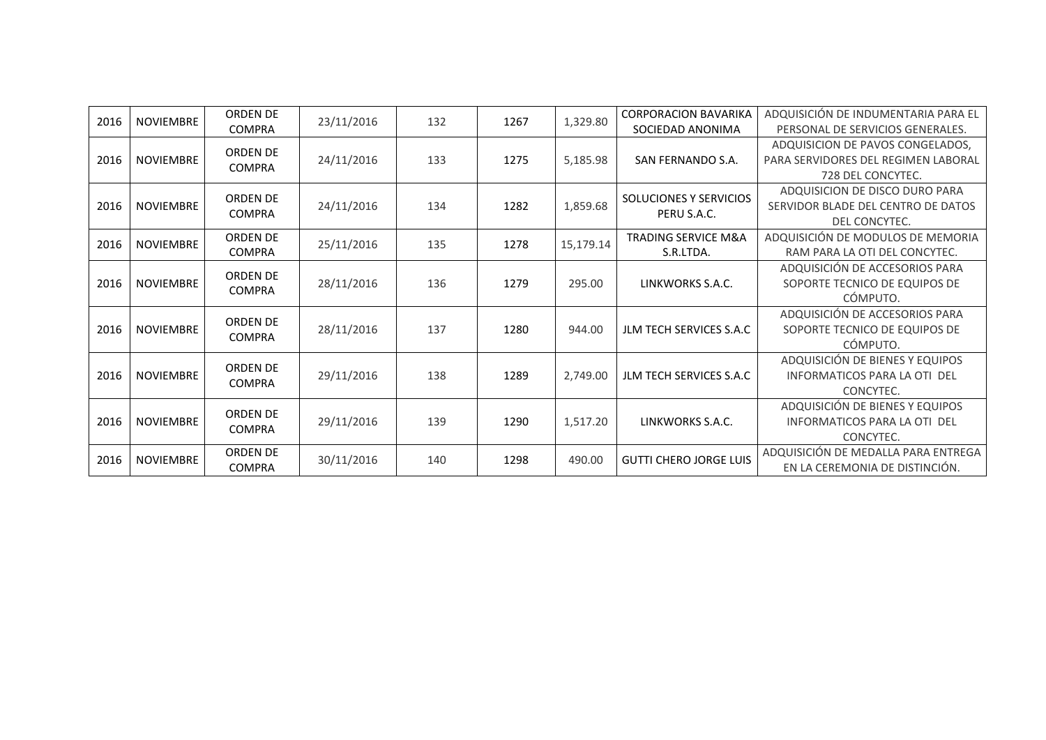| | | | | | | | | |
|---|---|---|---|---|---|---|---|---|
| 2016 | NOVIEMBRE | ORDEN DE COMPRA | 23/11/2016 | 132 | 1267 | 1,329.80 | CORPORACION BAVARIKA SOCIEDAD ANONIMA | ADQUISICIÓN DE INDUMENTARIA PARA EL PERSONAL DE SERVICIOS GENERALES. |
| 2016 | NOVIEMBRE | ORDEN DE COMPRA | 24/11/2016 | 133 | 1275 | 5,185.98 | SAN FERNANDO S.A. | ADQUISICION DE PAVOS CONGELADOS, PARA SERVIDORES DEL REGIMEN LABORAL 728 DEL CONCYTEC. |
| 2016 | NOVIEMBRE | ORDEN DE COMPRA | 24/11/2016 | 134 | 1282 | 1,859.68 | SOLUCIONES Y SERVICIOS PERU S.A.C. | ADQUISICION DE DISCO DURO PARA SERVIDOR BLADE DEL CENTRO DE DATOS DEL CONCYTEC. |
| 2016 | NOVIEMBRE | ORDEN DE COMPRA | 25/11/2016 | 135 | 1278 | 15,179.14 | TRADING SERVICE M&A S.R.LTDA. | ADQUISICIÓN DE MODULOS DE MEMORIA RAM PARA LA OTI DEL CONCYTEC. |
| 2016 | NOVIEMBRE | ORDEN DE COMPRA | 28/11/2016 | 136 | 1279 | 295.00 | LINKWORKS S.A.C. | ADQUISICIÓN DE ACCESORIOS PARA SOPORTE TECNICO DE EQUIPOS DE CÓMPUTO. |
| 2016 | NOVIEMBRE | ORDEN DE COMPRA | 28/11/2016 | 137 | 1280 | 944.00 | JLM TECH SERVICES S.A.C | ADQUISICIÓN DE ACCESORIOS PARA SOPORTE TECNICO DE EQUIPOS DE CÓMPUTO. |
| 2016 | NOVIEMBRE | ORDEN DE COMPRA | 29/11/2016 | 138 | 1289 | 2,749.00 | JLM TECH SERVICES S.A.C | ADQUISICIÓN DE BIENES Y EQUIPOS INFORMATICOS PARA LA OTI DEL CONCYTEC. |
| 2016 | NOVIEMBRE | ORDEN DE COMPRA | 29/11/2016 | 139 | 1290 | 1,517.20 | LINKWORKS S.A.C. | ADQUISICIÓN DE BIENES Y EQUIPOS INFORMATICOS PARA LA OTI DEL CONCYTEC. |
| 2016 | NOVIEMBRE | ORDEN DE COMPRA | 30/11/2016 | 140 | 1298 | 490.00 | GUTTI CHERO JORGE LUIS | ADQUISICIÓN DE MEDALLA PARA ENTREGA EN LA CEREMONIA DE DISTINCIÓN. |